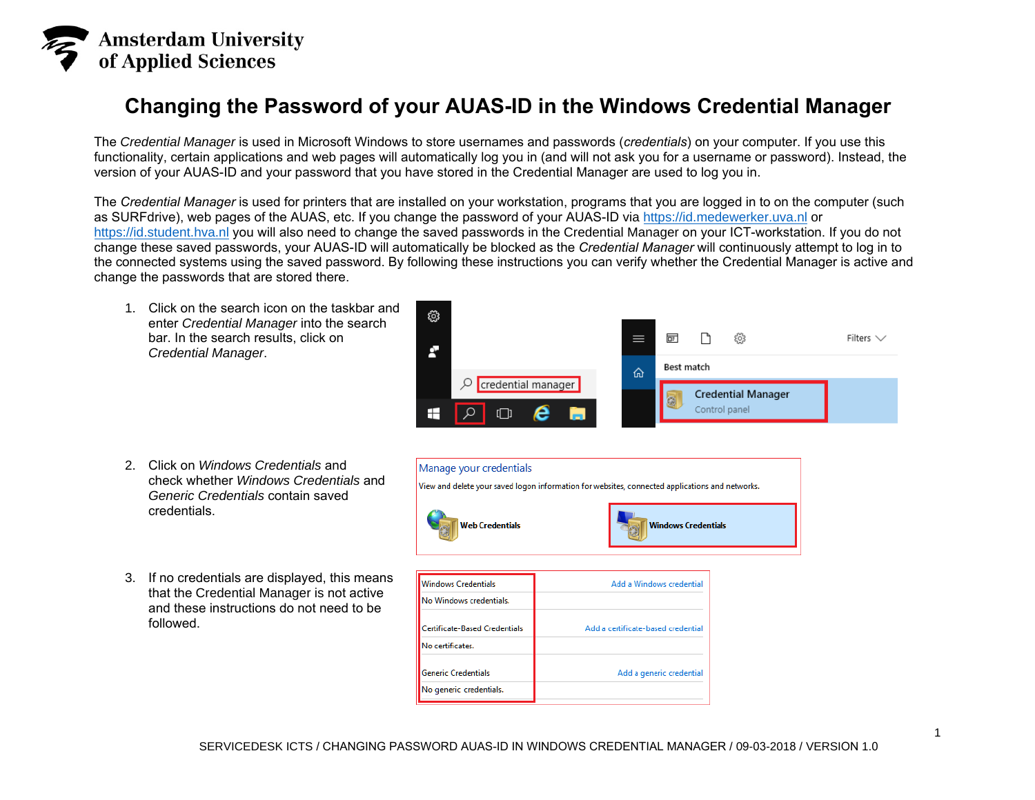Amsterdam University of Applied Sciences

# Changing the Password of your AUAS-ID in the Windows Credential Manager

The *Credential Manager* is used in Microsoft Windows to store usernames and passwords (*credentials*) on your computer. If you use this functionality, certain applications and web pages will automatically log you in (and will not ask you for a username or password). Instead, the version of your AUAS-ID and your password that you have stored in the Credential Manager are used to log you in.

The *Credential Manager* is used for printers that are installed on your workstation, programs that you are logged in to on the computer (such as SURFdrive), web pages of the AUAS, etc. If you change the password of your AUAS-ID via https://id.medewerker.uva.nl or https://id.student.hva.nl you will also need to change the saved passwords in the Credential Manager on your ICT-workstation. If you do not change these saved passwords, your AUAS-ID will automatically be blocked as the *Credential Manager* will continuously attempt to log in to the connected systems using the saved password. By following these instructions you can verify whether the Credential Manager is active and change the passwords that are stored there.

1. Click on the search icon on the taskbar and enter *Credential Manager* into the search bar. In the search results, click on *Credential Manager*.

2. Click on *Windows Credentials* and check whether *Windows Credentials* and *Generic Credentials* contain saved credentials.

3. If no credentials are displayed, this means that the Credential Manager is not active and these instructions do not need to be followed.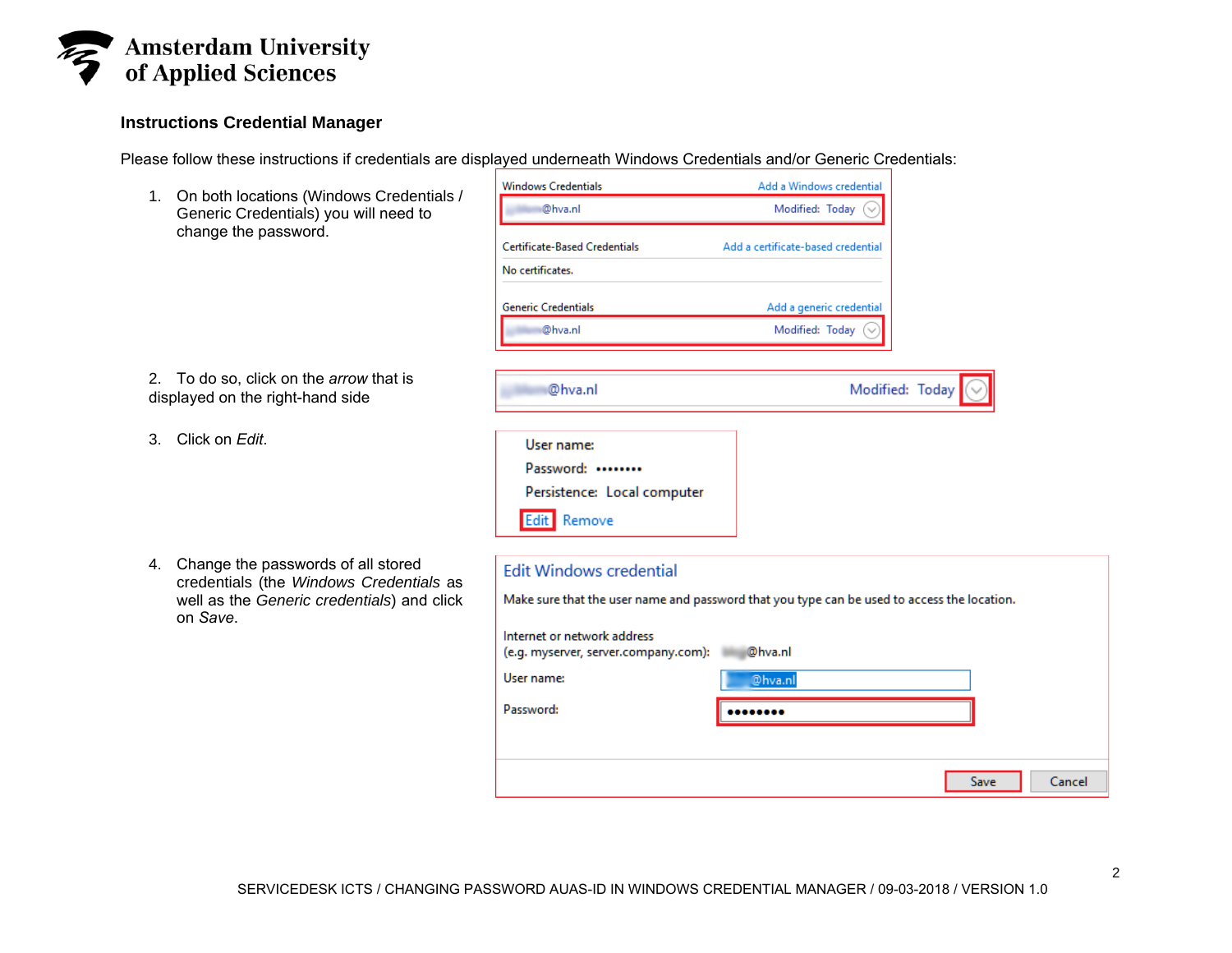Amsterdam University of Applied Sciences

### Instructions Credential Manager

Please follow these instructions if credentials are displayed underneath Windows Credentials and/or Generic Credentials:

1. On both locations (Windows Credentials / Generic Credentials) you will need to change the password.

Windows Credentials — Add a Windows credential
@hva.nl — Modified: Today
Certificate-Based Credentials — Add a certificate-based credential
No certificates.
Generic Credentials — Add a generic credential
@hva.nl — Modified: Today

2. To do so, click on the *arrow* that is displayed on the right-hand side

@hva.nl — Modified: Today

3. Click on *Edit*.

User name:
Password: ••••••••
Persistence: Local computer
Edit Remove

4. Change the passwords of all stored credentials (the *Windows Credentials* as well as the *Generic credentials*) and click on *Save*.

Edit Windows credential
Make sure that the user name and password that you type can be used to access the location.
Internet or network address (e.g. myserver, server.company.com): @hva.nl
User name: @hva.nl
Password: ••••••••
Save Cancel

SERVICEDESK ICTS / CHANGING PASSWORD AUAS-ID IN WINDOWS CREDENTIAL MANAGER / 09-03-2018 / VERSION 1.0